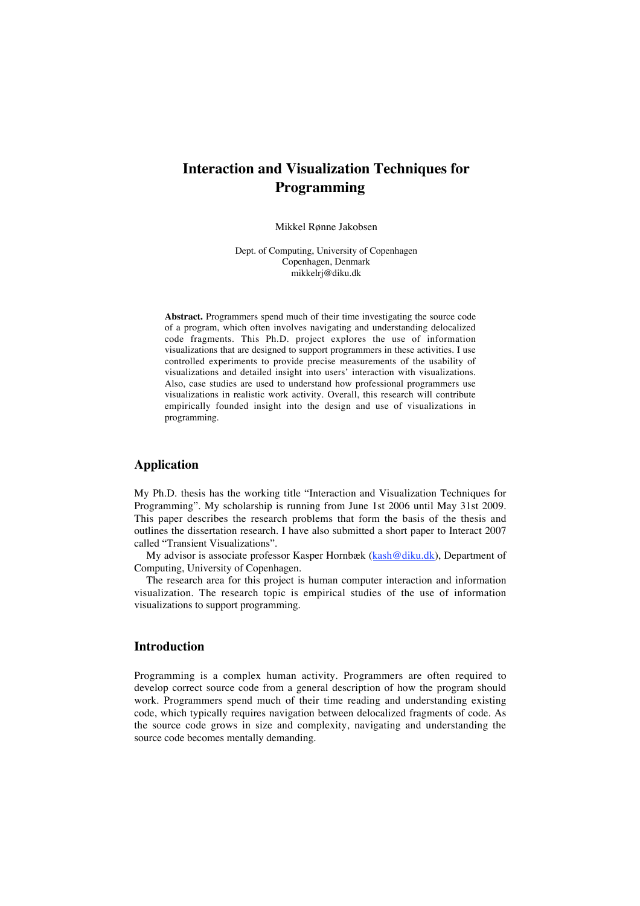# Interaction and Visualization Techniques for Programming

Mikkel Rønne Jakobsen

Dept. of Computing, University of Copenhagen
Copenhagen, Denmark
mikkelrj@diku.dk

**Abstract.** Programmers spend much of their time investigating the source code of a program, which often involves navigating and understanding delocalized code fragments. This Ph.D. project explores the use of information visualizations that are designed to support programmers in these activities. I use controlled experiments to provide precise measurements of the usability of visualizations and detailed insight into users' interaction with visualizations. Also, case studies are used to understand how professional programmers use visualizations in realistic work activity. Overall, this research will contribute empirically founded insight into the design and use of visualizations in programming.

## Application

My Ph.D. thesis has the working title "Interaction and Visualization Techniques for Programming". My scholarship is running from June 1st 2006 until May 31st 2009. This paper describes the research problems that form the basis of the thesis and outlines the dissertation research. I have also submitted a short paper to Interact 2007 called "Transient Visualizations".

My advisor is associate professor Kasper Hornbæk (kash@diku.dk), Department of Computing, University of Copenhagen.

The research area for this project is human computer interaction and information visualization. The research topic is empirical studies of the use of information visualizations to support programming.

## Introduction

Programming is a complex human activity. Programmers are often required to develop correct source code from a general description of how the program should work. Programmers spend much of their time reading and understanding existing code, which typically requires navigation between delocalized fragments of code. As the source code grows in size and complexity, navigating and understanding the source code becomes mentally demanding.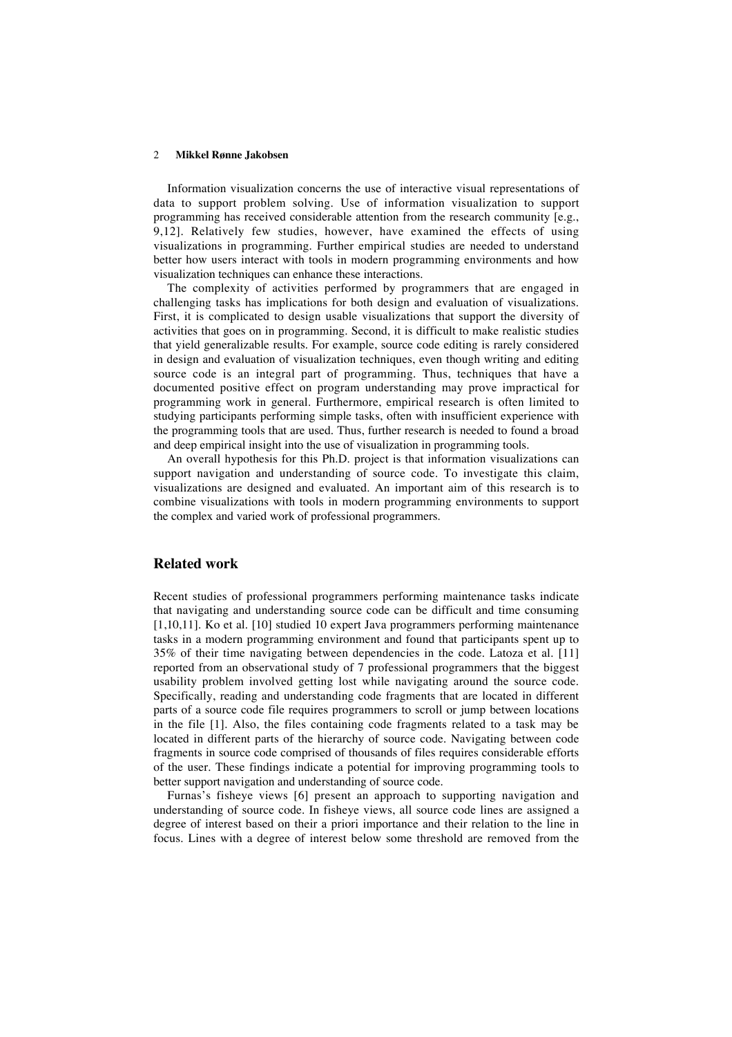Information visualization concerns the use of interactive visual representations of data to support problem solving. Use of information visualization to support programming has received considerable attention from the research community [e.g., 9,12]. Relatively few studies, however, have examined the effects of using visualizations in programming. Further empirical studies are needed to understand better how users interact with tools in modern programming environments and how visualization techniques can enhance these interactions.

The complexity of activities performed by programmers that are engaged in challenging tasks has implications for both design and evaluation of visualizations. First, it is complicated to design usable visualizations that support the diversity of activities that goes on in programming. Second, it is difficult to make realistic studies that yield generalizable results. For example, source code editing is rarely considered in design and evaluation of visualization techniques, even though writing and editing source code is an integral part of programming. Thus, techniques that have a documented positive effect on program understanding may prove impractical for programming work in general. Furthermore, empirical research is often limited to studying participants performing simple tasks, often with insufficient experience with the programming tools that are used. Thus, further research is needed to found a broad and deep empirical insight into the use of visualization in programming tools.

An overall hypothesis for this Ph.D. project is that information visualizations can support navigation and understanding of source code. To investigate this claim, visualizations are designed and evaluated. An important aim of this research is to combine visualizations with tools in modern programming environments to support the complex and varied work of professional programmers.

## Related work

Recent studies of professional programmers performing maintenance tasks indicate that navigating and understanding source code can be difficult and time consuming [1,10,11]. Ko et al. [10] studied 10 expert Java programmers performing maintenance tasks in a modern programming environment and found that participants spent up to 35% of their time navigating between dependencies in the code. Latoza et al. [11] reported from an observational study of 7 professional programmers that the biggest usability problem involved getting lost while navigating around the source code. Specifically, reading and understanding code fragments that are located in different parts of a source code file requires programmers to scroll or jump between locations in the file [1]. Also, the files containing code fragments related to a task may be located in different parts of the hierarchy of source code. Navigating between code fragments in source code comprised of thousands of files requires considerable efforts of the user. These findings indicate a potential for improving programming tools to better support navigation and understanding of source code.

Furnas's fisheye views [6] present an approach to supporting navigation and understanding of source code. In fisheye views, all source code lines are assigned a degree of interest based on their a priori importance and their relation to the line in focus. Lines with a degree of interest below some threshold are removed from the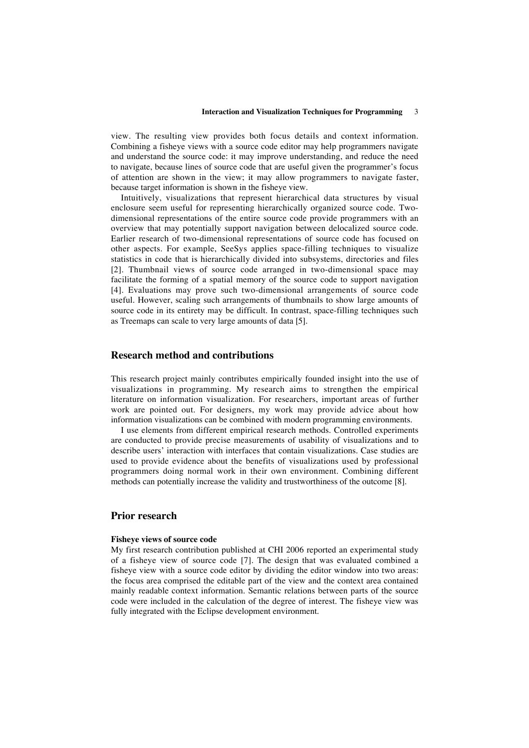view. The resulting view provides both focus details and context information. Combining a fisheye views with a source code editor may help programmers navigate and understand the source code: it may improve understanding, and reduce the need to navigate, because lines of source code that are useful given the programmer's focus of attention are shown in the view; it may allow programmers to navigate faster, because target information is shown in the fisheye view.

Intuitively, visualizations that represent hierarchical data structures by visual enclosure seem useful for representing hierarchically organized source code. Two-dimensional representations of the entire source code provide programmers with an overview that may potentially support navigation between delocalized source code. Earlier research of two-dimensional representations of source code has focused on other aspects. For example, SeeSys applies space-filling techniques to visualize statistics in code that is hierarchically divided into subsystems, directories and files [2]. Thumbnail views of source code arranged in two-dimensional space may facilitate the forming of a spatial memory of the source code to support navigation [4]. Evaluations may prove such two-dimensional arrangements of source code useful. However, scaling such arrangements of thumbnails to show large amounts of source code in its entirety may be difficult. In contrast, space-filling techniques such as Treemaps can scale to very large amounts of data [5].

## Research method and contributions

This research project mainly contributes empirically founded insight into the use of visualizations in programming. My research aims to strengthen the empirical literature on information visualization. For researchers, important areas of further work are pointed out. For designers, my work may provide advice about how information visualizations can be combined with modern programming environments.

I use elements from different empirical research methods. Controlled experiments are conducted to provide precise measurements of usability of visualizations and to describe users' interaction with interfaces that contain visualizations. Case studies are used to provide evidence about the benefits of visualizations used by professional programmers doing normal work in their own environment. Combining different methods can potentially increase the validity and trustworthiness of the outcome [8].

## Prior research

### Fisheye views of source code

My first research contribution published at CHI 2006 reported an experimental study of a fisheye view of source code [7]. The design that was evaluated combined a fisheye view with a source code editor by dividing the editor window into two areas: the focus area comprised the editable part of the view and the context area contained mainly readable context information. Semantic relations between parts of the source code were included in the calculation of the degree of interest. The fisheye view was fully integrated with the Eclipse development environment.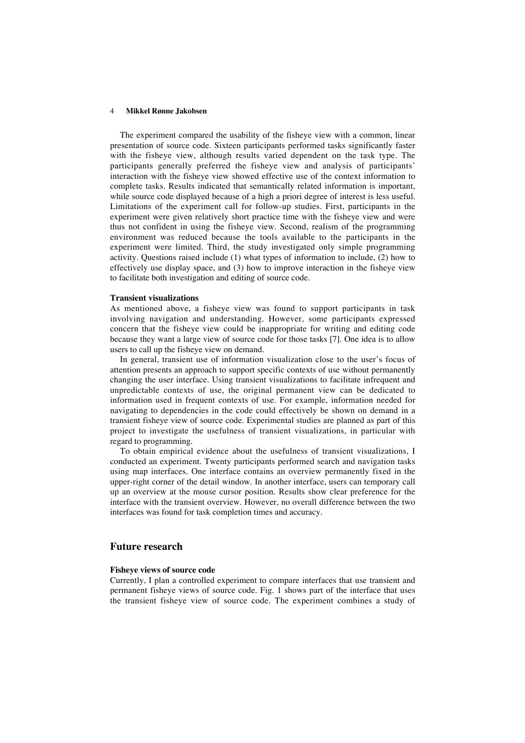The experiment compared the usability of the fisheye view with a common, linear presentation of source code. Sixteen participants performed tasks significantly faster with the fisheye view, although results varied dependent on the task type. The participants generally preferred the fisheye view and analysis of participants' interaction with the fisheye view showed effective use of the context information to complete tasks. Results indicated that semantically related information is important, while source code displayed because of a high a priori degree of interest is less useful. Limitations of the experiment call for follow-up studies. First, participants in the experiment were given relatively short practice time with the fisheye view and were thus not confident in using the fisheye view. Second, realism of the programming environment was reduced because the tools available to the participants in the experiment were limited. Third, the study investigated only simple programming activity. Questions raised include (1) what types of information to include, (2) how to effectively use display space, and (3) how to improve interaction in the fisheye view to facilitate both investigation and editing of source code.

### Transient visualizations

As mentioned above, a fisheye view was found to support participants in task involving navigation and understanding. However, some participants expressed concern that the fisheye view could be inappropriate for writing and editing code because they want a large view of source code for those tasks [7]. One idea is to allow users to call up the fisheye view on demand.

In general, transient use of information visualization close to the user's focus of attention presents an approach to support specific contexts of use without permanently changing the user interface. Using transient visualizations to facilitate infrequent and unpredictable contexts of use, the original permanent view can be dedicated to information used in frequent contexts of use. For example, information needed for navigating to dependencies in the code could effectively be shown on demand in a transient fisheye view of source code. Experimental studies are planned as part of this project to investigate the usefulness of transient visualizations, in particular with regard to programming.

To obtain empirical evidence about the usefulness of transient visualizations, I conducted an experiment. Twenty participants performed search and navigation tasks using map interfaces. One interface contains an overview permanently fixed in the upper-right corner of the detail window. In another interface, users can temporary call up an overview at the mouse cursor position. Results show clear preference for the interface with the transient overview. However, no overall difference between the two interfaces was found for task completion times and accuracy.

## Future research

### Fisheye views of source code

Currently, I plan a controlled experiment to compare interfaces that use transient and permanent fisheye views of source code. Fig. 1 shows part of the interface that uses the transient fisheye view of source code. The experiment combines a study of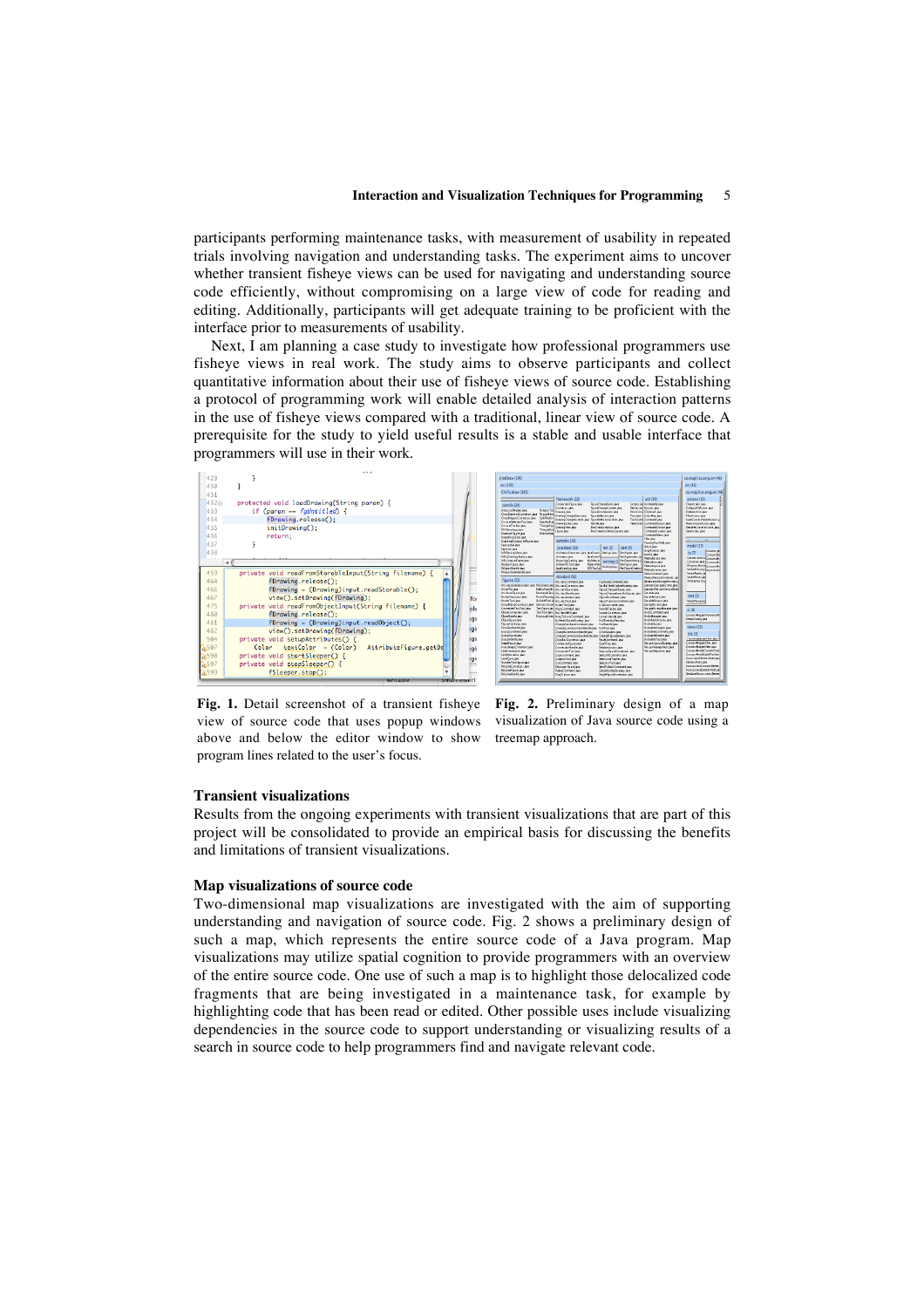participants performing maintenance tasks, with measurement of usability in repeated trials involving navigation and understanding tasks. The experiment aims to uncover whether transient fisheye views can be used for navigating and understanding source code efficiently, without compromising on a large view of code for reading and editing. Additionally, participants will get adequate training to be proficient with the interface prior to measurements of usability.

Next, I am planning a case study to investigate how professional programmers use fisheye views in real work. The study aims to observe participants and collect quantitative information about their use of fisheye views of source code. Establishing a protocol of programming work will enable detailed analysis of interaction patterns in the use of fisheye views compared with a traditional, linear view of source code. A prerequisite for the study to yield useful results is a stable and usable interface that programmers will use in their work.

**Fig. 1.** Detail screenshot of a transient fisheye view of source code that uses popup windows above and below the editor window to show program lines related to the user's focus.

**Fig. 2.** Preliminary design of a map visualization of Java source code using a treemap approach.

### Transient visualizations

Results from the ongoing experiments with transient visualizations that are part of this project will be consolidated to provide an empirical basis for discussing the benefits and limitations of transient visualizations.

### Map visualizations of source code

Two-dimensional map visualizations are investigated with the aim of supporting understanding and navigation of source code. Fig. 2 shows a preliminary design of such a map, which represents the entire source code of a Java program. Map visualizations may utilize spatial cognition to provide programmers with an overview of the entire source code. One use of such a map is to highlight those delocalized code fragments that are being investigated in a maintenance task, for example by highlighting code that has been read or edited. Other possible uses include visualizing dependencies in the source code to support understanding or visualizing results of a search in source code to help programmers find and navigate relevant code.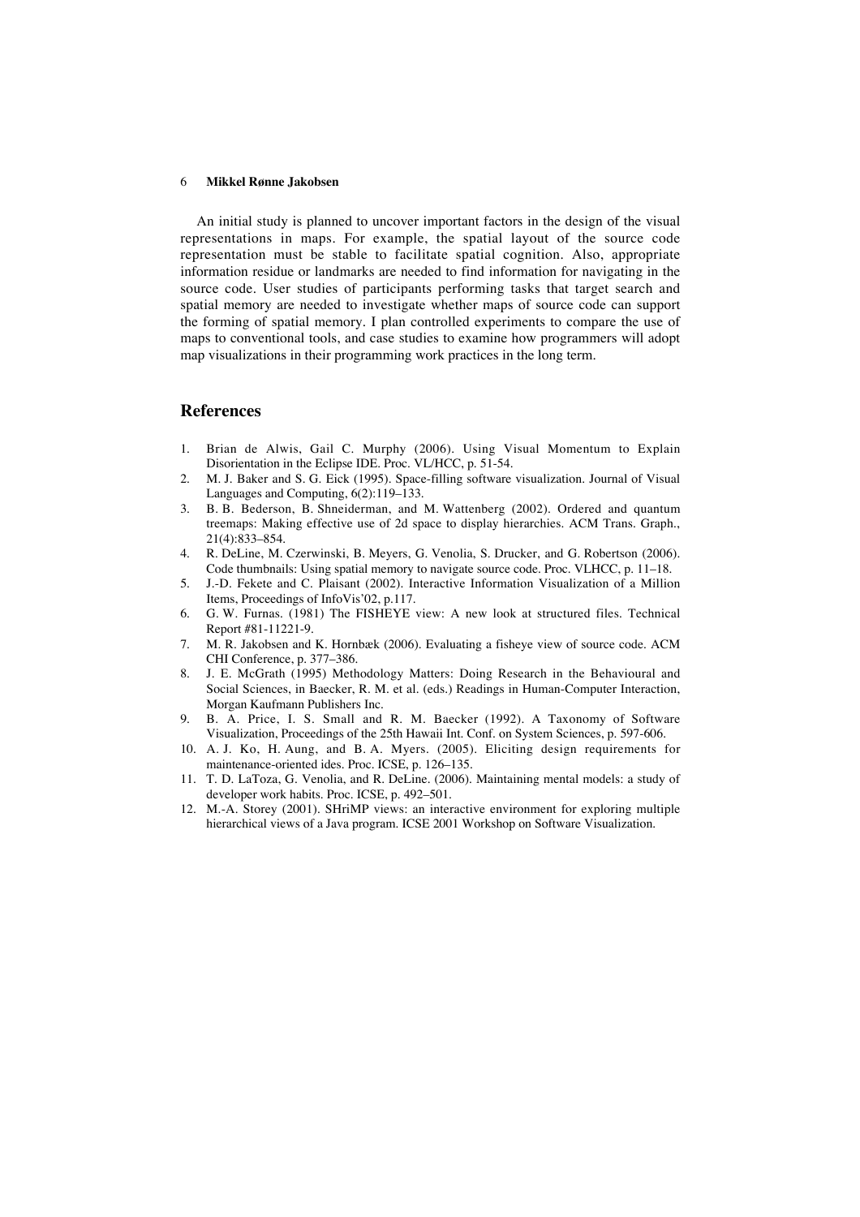An initial study is planned to uncover important factors in the design of the visual representations in maps. For example, the spatial layout of the source code representation must be stable to facilitate spatial cognition. Also, appropriate information residue or landmarks are needed to find information for navigating in the source code. User studies of participants performing tasks that target search and spatial memory are needed to investigate whether maps of source code can support the forming of spatial memory. I plan controlled experiments to compare the use of maps to conventional tools, and case studies to examine how programmers will adopt map visualizations in their programming work practices in the long term.

## References

1. Brian de Alwis, Gail C. Murphy (2006). Using Visual Momentum to Explain Disorientation in the Eclipse IDE. Proc. VL/HCC, p. 51-54.
2. M. J. Baker and S. G. Eick (1995). Space-filling software visualization. Journal of Visual Languages and Computing, 6(2):119–133.
3. B. B. Bederson, B. Shneiderman, and M. Wattenberg (2002). Ordered and quantum treemaps: Making effective use of 2d space to display hierarchies. ACM Trans. Graph., 21(4):833–854.
4. R. DeLine, M. Czerwinski, B. Meyers, G. Venolia, S. Drucker, and G. Robertson (2006). Code thumbnails: Using spatial memory to navigate source code. Proc. VLHCC, p. 11–18.
5. J.-D. Fekete and C. Plaisant (2002). Interactive Information Visualization of a Million Items, Proceedings of InfoVis'02, p.117.
6. G. W. Furnas. (1981) The FISHEYE view: A new look at structured files. Technical Report #81-11221-9.
7. M. R. Jakobsen and K. Hornbæk (2006). Evaluating a fisheye view of source code. ACM CHI Conference, p. 377–386.
8. J. E. McGrath (1995) Methodology Matters: Doing Research in the Behavioural and Social Sciences, in Baecker, R. M. et al. (eds.) Readings in Human-Computer Interaction, Morgan Kaufmann Publishers Inc.
9. B. A. Price, I. S. Small and R. M. Baecker (1992). A Taxonomy of Software Visualization, Proceedings of the 25th Hawaii Int. Conf. on System Sciences, p. 597-606.
10. A. J. Ko, H. Aung, and B. A. Myers. (2005). Eliciting design requirements for maintenance-oriented ides. Proc. ICSE, p. 126–135.
11. T. D. LaToza, G. Venolia, and R. DeLine. (2006). Maintaining mental models: a study of developer work habits. Proc. ICSE, p. 492–501.
12. M.-A. Storey (2001). SHriMP views: an interactive environment for exploring multiple hierarchical views of a Java program. ICSE 2001 Workshop on Software Visualization.